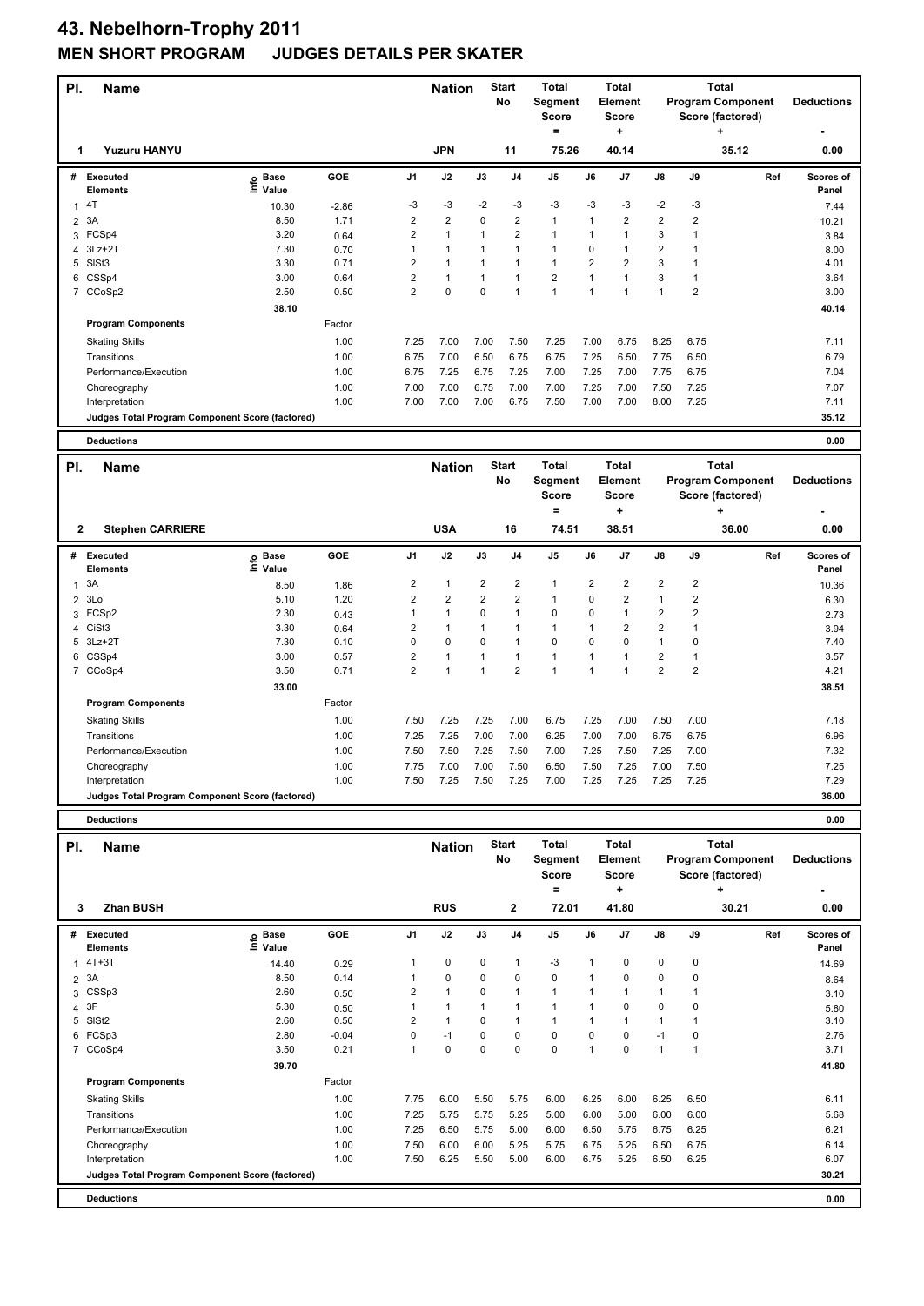# 43. Nebelhorn-Trophy 2011

## MEN SHORT PROGRAM JUDGES DETAILS PER SKATER

| Pl. | Name | Nation | Start No | Total Segment Score = | Total Element Score + | Total Program Component Score (factored) + | Deductions - |
|---|---|---|---|---|---|---|---|
| 1 | Yuzuru HANYU | JPN | 11 | 75.26 | 40.14 | 35.12 | 0.00 |

| # | Executed Elements | Info | Base Value | GOE | J1 | J2 | J3 | J4 | J5 | J6 | J7 | J8 | J9 | Ref | Scores of Panel |
|---|---|---|---|---|---|---|---|---|---|---|---|---|---|---|---|
| 1 | 4T | | 10.30 | -2.86 | -3 | -3 | -2 | -3 | -3 | -3 | -3 | -2 | -3 | | 7.44 |
| 2 | 3A | | 8.50 | 1.71 | 2 | 2 | 0 | 2 | 1 | 1 | 2 | 2 | 2 | | 10.21 |
| 3 | FCSp4 | | 3.20 | 0.64 | 2 | 1 | 1 | 2 | 1 | 1 | 1 | 3 | 1 | | 3.84 |
| 4 | 3Lz+2T | | 7.30 | 0.70 | 1 | 1 | 1 | 1 | 1 | 0 | 1 | 2 | 1 | | 8.00 |
| 5 | SlSt3 | | 3.30 | 0.71 | 2 | 1 | 1 | 1 | 1 | 2 | 2 | 3 | 1 | | 4.01 |
| 6 | CSSp4 | | 3.00 | 0.64 | 2 | 1 | 1 | 1 | 2 | 1 | 1 | 3 | 1 | | 3.64 |
| 7 | CCoSp2 | | 2.50 | 0.50 | 2 | 0 | 0 | 1 | 1 | 1 | 1 | 1 | 2 | | 3.00 |
| | | | 38.10 | | | | | | | | | | | | 40.14 |

| Program Components | Factor | J1 | J2 | J3 | J4 | J5 | J6 | J7 | J8 | J9 | Scores of Panel |
|---|---|---|---|---|---|---|---|---|---|---|---|
| Skating Skills | 1.00 | 7.25 | 7.00 | 7.00 | 7.50 | 7.25 | 7.00 | 6.75 | 8.25 | 6.75 | 7.11 |
| Transitions | 1.00 | 6.75 | 7.00 | 6.50 | 6.75 | 6.75 | 7.25 | 6.50 | 7.75 | 6.50 | 6.79 |
| Performance/Execution | 1.00 | 6.75 | 7.25 | 6.75 | 7.25 | 7.00 | 7.25 | 7.00 | 7.75 | 6.75 | 7.04 |
| Choreography | 1.00 | 7.00 | 7.00 | 6.75 | 7.00 | 7.00 | 7.25 | 7.00 | 7.50 | 7.25 | 7.07 |
| Interpretation | 1.00 | 7.00 | 7.00 | 7.00 | 6.75 | 7.50 | 7.00 | 7.00 | 8.00 | 7.25 | 7.11 |
| Judges Total Program Component Score (factored) | | | | | | | | | | | 35.12 |

| Deductions | 0.00 |
|---|---|

| Pl. | Name | Nation | Start No | Total Segment Score = | Total Element Score + | Total Program Component Score (factored) + | Deductions - |
|---|---|---|---|---|---|---|---|
| 2 | Stephen CARRIERE | USA | 16 | 74.51 | 38.51 | 36.00 | 0.00 |

| # | Executed Elements | Info | Base Value | GOE | J1 | J2 | J3 | J4 | J5 | J6 | J7 | J8 | J9 | Ref | Scores of Panel |
|---|---|---|---|---|---|---|---|---|---|---|---|---|---|---|---|
| 1 | 3A | | 8.50 | 1.86 | 2 | 1 | 2 | 2 | 1 | 2 | 2 | 2 | 2 | | 10.36 |
| 2 | 3Lo | | 5.10 | 1.20 | 2 | 2 | 2 | 2 | 1 | 0 | 2 | 1 | 2 | | 6.30 |
| 3 | FCSp2 | | 2.30 | 0.43 | 1 | 1 | 0 | 1 | 0 | 0 | 1 | 2 | 2 | | 2.73 |
| 4 | CiSt3 | | 3.30 | 0.64 | 2 | 1 | 1 | 1 | 1 | 1 | 2 | 2 | 1 | | 3.94 |
| 5 | 3Lz+2T | | 7.30 | 0.10 | 0 | 0 | 0 | 1 | 0 | 0 | 0 | 1 | 0 | | 7.40 |
| 6 | CSSp4 | | 3.00 | 0.57 | 2 | 1 | 1 | 1 | 1 | 1 | 1 | 2 | 1 | | 3.57 |
| 7 | CCoSp4 | | 3.50 | 0.71 | 2 | 1 | 1 | 2 | 1 | 1 | 1 | 2 | 2 | | 4.21 |
| | | | 33.00 | | | | | | | | | | | | 38.51 |

| Program Components | Factor | J1 | J2 | J3 | J4 | J5 | J6 | J7 | J8 | J9 | Scores of Panel |
|---|---|---|---|---|---|---|---|---|---|---|---|
| Skating Skills | 1.00 | 7.50 | 7.25 | 7.25 | 7.00 | 6.75 | 7.25 | 7.00 | 7.50 | 7.00 | 7.18 |
| Transitions | 1.00 | 7.25 | 7.25 | 7.00 | 7.00 | 6.25 | 7.00 | 7.00 | 6.75 | 6.75 | 6.96 |
| Performance/Execution | 1.00 | 7.50 | 7.50 | 7.25 | 7.50 | 7.00 | 7.25 | 7.50 | 7.25 | 7.00 | 7.32 |
| Choreography | 1.00 | 7.75 | 7.00 | 7.00 | 7.50 | 6.50 | 7.50 | 7.25 | 7.00 | 7.50 | 7.25 |
| Interpretation | 1.00 | 7.50 | 7.25 | 7.50 | 7.25 | 7.00 | 7.25 | 7.25 | 7.25 | 7.25 | 7.29 |
| Judges Total Program Component Score (factored) | | | | | | | | | | | 36.00 |

| Deductions | 0.00 |
|---|---|

| Pl. | Name | Nation | Start No | Total Segment Score = | Total Element Score + | Total Program Component Score (factored) + | Deductions - |
|---|---|---|---|---|---|---|---|
| 3 | Zhan BUSH | RUS | 2 | 72.01 | 41.80 | 30.21 | 0.00 |

| # | Executed Elements | Info | Base Value | GOE | J1 | J2 | J3 | J4 | J5 | J6 | J7 | J8 | J9 | Ref | Scores of Panel |
|---|---|---|---|---|---|---|---|---|---|---|---|---|---|---|---|
| 1 | 4T+3T | | 14.40 | 0.29 | 1 | 0 | 0 | 1 | -3 | 1 | 0 | 0 | 0 | | 14.69 |
| 2 | 3A | | 8.50 | 0.14 | 1 | 0 | 0 | 0 | 0 | 1 | 0 | 0 | 0 | | 8.64 |
| 3 | CSSp3 | | 2.60 | 0.50 | 2 | 1 | 0 | 1 | 1 | 1 | 1 | 1 | 1 | | 3.10 |
| 4 | 3F | | 5.30 | 0.50 | 1 | 1 | 1 | 1 | 1 | 1 | 0 | 0 | 0 | | 5.80 |
| 5 | SlSt2 | | 2.60 | 0.50 | 2 | 1 | 0 | 1 | 1 | 1 | 1 | 1 | 1 | | 3.10 |
| 6 | FCSp3 | | 2.80 | -0.04 | 0 | -1 | 0 | 0 | 0 | 0 | 0 | -1 | 0 | | 2.76 |
| 7 | CCoSp4 | | 3.50 | 0.21 | 1 | 0 | 0 | 0 | 0 | 1 | 0 | 1 | 1 | | 3.71 |
| | | | 39.70 | | | | | | | | | | | | 41.80 |

| Program Components | Factor | J1 | J2 | J3 | J4 | J5 | J6 | J7 | J8 | J9 | Scores of Panel |
|---|---|---|---|---|---|---|---|---|---|---|---|
| Skating Skills | 1.00 | 7.75 | 6.00 | 5.50 | 5.75 | 6.00 | 6.25 | 6.00 | 6.25 | 6.50 | 6.11 |
| Transitions | 1.00 | 7.25 | 5.75 | 5.75 | 5.25 | 5.00 | 6.00 | 5.00 | 6.00 | 6.00 | 5.68 |
| Performance/Execution | 1.00 | 7.25 | 6.50 | 5.75 | 5.00 | 6.00 | 6.50 | 5.75 | 6.75 | 6.25 | 6.21 |
| Choreography | 1.00 | 7.50 | 6.00 | 6.00 | 5.25 | 5.75 | 6.75 | 5.25 | 6.50 | 6.75 | 6.14 |
| Interpretation | 1.00 | 7.50 | 6.25 | 5.50 | 5.00 | 6.00 | 6.75 | 5.25 | 6.50 | 6.25 | 6.07 |
| Judges Total Program Component Score (factored) | | | | | | | | | | | 30.21 |

| Deductions | 0.00 |
|---|---|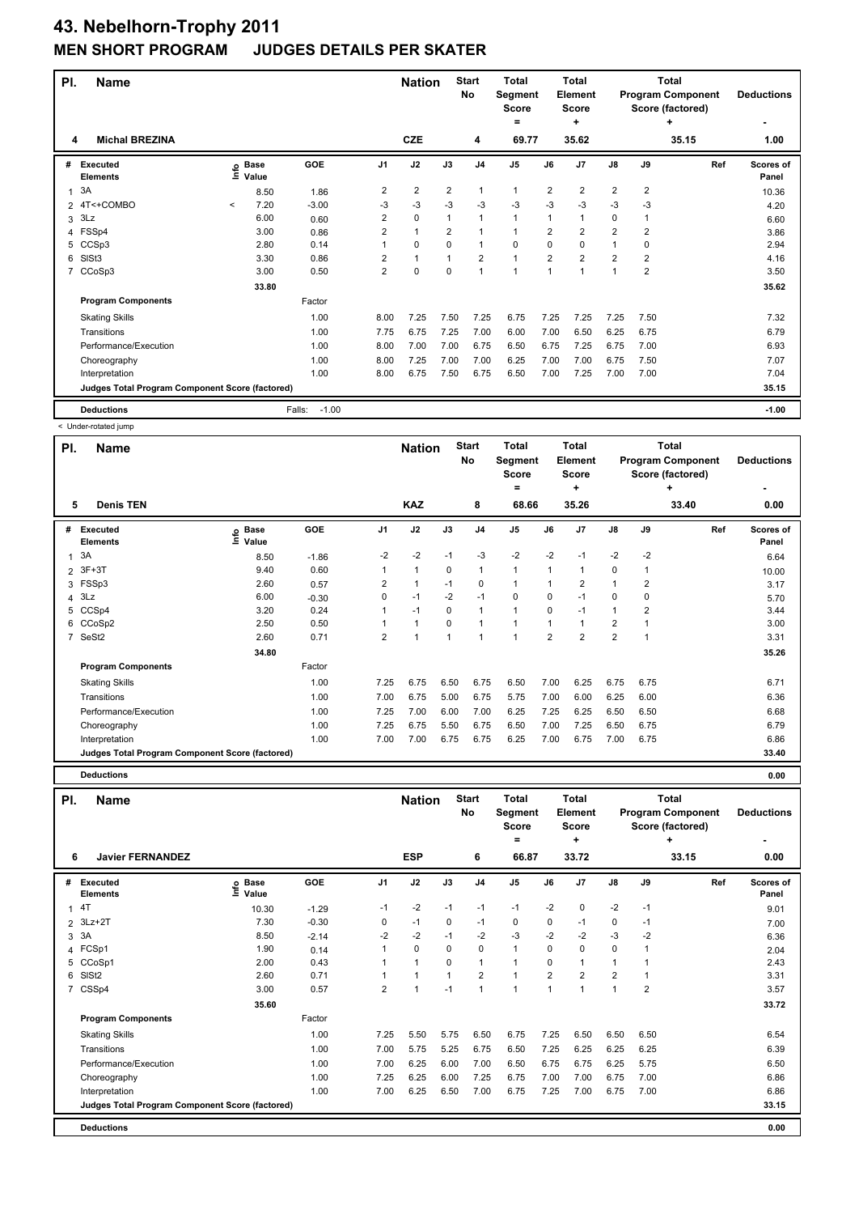# 43. Nebelhorn-Trophy 2011

## MEN SHORT PROGRAM JUDGES DETAILS PER SKATER

| Pl. | Name | Nation | Start No | Total Segment Score = | Total Element Score + | Total Program Component Score (factored) + | Deductions - |
|---|---|---|---|---|---|---|---|
| 4 | Michal BREZINA | CZE | 4 | 69.77 | 35.62 | 35.15 | 1.00 |

| # | Executed Elements | Info | Base Value | GOE | J1 | J2 | J3 | J4 | J5 | J6 | J7 | J8 | J9 | Ref | Scores of Panel |
|---|---|---|---|---|---|---|---|---|---|---|---|---|---|---|---|
| 1 | 3A | | 8.50 | 1.86 | 2 | 2 | 2 | 1 | 1 | 2 | 2 | 2 | 2 | | 10.36 |
| 2 | 4T<+COMBO | < | 7.20 | -3.00 | -3 | -3 | -3 | -3 | -3 | -3 | -3 | -3 | -3 | | 4.20 |
| 3 | 3Lz | | 6.00 | 0.60 | 2 | 0 | 1 | 1 | 1 | 1 | 1 | 0 | 1 | | 6.60 |
| 4 | FSSp4 | | 3.00 | 0.86 | 2 | 1 | 2 | 1 | 1 | 2 | 2 | 2 | 2 | | 3.86 |
| 5 | CCSp3 | | 2.80 | 0.14 | 1 | 0 | 0 | 1 | 0 | 0 | 0 | 1 | 0 | | 2.94 |
| 6 | SlSt3 | | 3.30 | 0.86 | 2 | 1 | 1 | 2 | 1 | 2 | 2 | 2 | 2 | | 4.16 |
| 7 | CCoSp3 | | 3.00 | 0.50 | 2 | 0 | 0 | 1 | 1 | 1 | 1 | 1 | 2 | | 3.50 |
| | | | 33.80 | | | | | | | | | | | | 35.62 |
| | **Program Components** | | | Factor | | | | | | | | | | | |
| | Skating Skills | | | 1.00 | 8.00 | 7.25 | 7.50 | 7.25 | 6.75 | 7.25 | 7.25 | 7.25 | 7.50 | | 7.32 |
| | Transitions | | | 1.00 | 7.75 | 6.75 | 7.25 | 7.00 | 6.00 | 7.00 | 6.50 | 6.25 | 6.75 | | 6.79 |
| | Performance/Execution | | | 1.00 | 8.00 | 7.00 | 7.00 | 6.75 | 6.50 | 6.75 | 7.25 | 6.75 | 7.00 | | 6.93 |
| | Choreography | | | 1.00 | 8.00 | 7.25 | 7.00 | 7.00 | 6.25 | 7.00 | 7.00 | 6.75 | 7.50 | | 7.07 |
| | Interpretation | | | 1.00 | 8.00 | 6.75 | 7.50 | 6.75 | 6.50 | 7.00 | 7.25 | 7.00 | 7.00 | | 7.04 |
| | **Judges Total Program Component Score (factored)** | | | | | | | | | | | | | | 35.15 |
| | **Deductions** | | | Falls: -1.00 | | | | | | | | | | | -1.00 |

< Under-rotated jump

| Pl. | Name | Nation | Start No | Total Segment Score = | Total Element Score + | Total Program Component Score (factored) + | Deductions - |
|---|---|---|---|---|---|---|---|
| 5 | Denis TEN | KAZ | 8 | 68.66 | 35.26 | 33.40 | 0.00 |

| # | Executed Elements | Info | Base Value | GOE | J1 | J2 | J3 | J4 | J5 | J6 | J7 | J8 | J9 | Ref | Scores of Panel |
|---|---|---|---|---|---|---|---|---|---|---|---|---|---|---|---|
| 1 | 3A | | 8.50 | -1.86 | -2 | -2 | -1 | -3 | -2 | -2 | -1 | -2 | -2 | | 6.64 |
| 2 | 3F+3T | | 9.40 | 0.60 | 1 | 1 | 0 | 1 | 1 | 1 | 1 | 0 | 1 | | 10.00 |
| 3 | FSSp3 | | 2.60 | 0.57 | 2 | 1 | -1 | 0 | 1 | 1 | 2 | 1 | 2 | | 3.17 |
| 4 | 3Lz | | 6.00 | -0.30 | 0 | -1 | -2 | -1 | 0 | 0 | -1 | 0 | 0 | | 5.70 |
| 5 | CCSp4 | | 3.20 | 0.24 | 1 | -1 | 0 | 1 | 1 | 0 | -1 | 1 | 2 | | 3.44 |
| 6 | CCoSp2 | | 2.50 | 0.50 | 1 | 1 | 0 | 1 | 1 | 1 | 1 | 2 | 1 | | 3.00 |
| 7 | SeSt2 | | 2.60 | 0.71 | 2 | 1 | 1 | 1 | 1 | 2 | 2 | 2 | 1 | | 3.31 |
| | | | 34.80 | | | | | | | | | | | | 35.26 |
| | **Program Components** | | | Factor | | | | | | | | | | | |
| | Skating Skills | | | 1.00 | 7.25 | 6.75 | 6.50 | 6.75 | 6.50 | 7.00 | 6.25 | 6.75 | 6.75 | | 6.71 |
| | Transitions | | | 1.00 | 7.00 | 6.75 | 5.00 | 6.75 | 5.75 | 7.00 | 6.00 | 6.25 | 6.00 | | 6.36 |
| | Performance/Execution | | | 1.00 | 7.25 | 7.00 | 6.00 | 7.00 | 6.25 | 7.25 | 6.25 | 6.50 | 6.50 | | 6.68 |
| | Choreography | | | 1.00 | 7.25 | 6.75 | 5.50 | 6.75 | 6.50 | 7.00 | 7.25 | 6.50 | 6.75 | | 6.79 |
| | Interpretation | | | 1.00 | 7.00 | 7.00 | 6.75 | 6.75 | 6.25 | 7.00 | 6.75 | 7.00 | 6.75 | | 6.86 |
| | **Judges Total Program Component Score (factored)** | | | | | | | | | | | | | | 33.40 |
| | **Deductions** | | | | | | | | | | | | | | 0.00 |

| Pl. | Name | Nation | Start No | Total Segment Score = | Total Element Score + | Total Program Component Score (factored) + | Deductions - |
|---|---|---|---|---|---|---|---|
| 6 | Javier FERNANDEZ | ESP | 6 | 66.87 | 33.72 | 33.15 | 0.00 |

| # | Executed Elements | Info | Base Value | GOE | J1 | J2 | J3 | J4 | J5 | J6 | J7 | J8 | J9 | Ref | Scores of Panel |
|---|---|---|---|---|---|---|---|---|---|---|---|---|---|---|---|
| 1 | 4T | | 10.30 | -1.29 | -1 | -2 | -1 | -1 | -1 | -2 | 0 | -2 | -1 | | 9.01 |
| 2 | 3Lz+2T | | 7.30 | -0.30 | 0 | -1 | 0 | -1 | 0 | 0 | -1 | 0 | -1 | | 7.00 |
| 3 | 3A | | 8.50 | -2.14 | -2 | -2 | -1 | -2 | -3 | -2 | -2 | -3 | -2 | | 6.36 |
| 4 | FCSp1 | | 1.90 | 0.14 | 1 | 0 | 0 | 0 | 1 | 0 | 0 | 0 | 1 | | 2.04 |
| 5 | CCoSp1 | | 2.00 | 0.43 | 1 | 1 | 0 | 1 | 1 | 0 | 1 | 1 | 1 | | 2.43 |
| 6 | SlSt2 | | 2.60 | 0.71 | 1 | 1 | 1 | 2 | 1 | 2 | 2 | 2 | 1 | | 3.31 |
| 7 | CSSp4 | | 3.00 | 0.57 | 2 | 1 | -1 | 1 | 1 | 1 | 1 | 1 | 2 | | 3.57 |
| | | | 35.60 | | | | | | | | | | | | 33.72 |
| | **Program Components** | | | Factor | | | | | | | | | | | |
| | Skating Skills | | | 1.00 | 7.25 | 5.50 | 5.75 | 6.50 | 6.75 | 7.25 | 6.50 | 6.50 | 6.50 | | 6.54 |
| | Transitions | | | 1.00 | 7.00 | 5.75 | 5.25 | 6.75 | 6.50 | 7.25 | 6.25 | 6.25 | 6.25 | | 6.39 |
| | Performance/Execution | | | 1.00 | 7.00 | 6.25 | 6.00 | 7.00 | 6.50 | 6.75 | 6.75 | 6.25 | 5.75 | | 6.50 |
| | Choreography | | | 1.00 | 7.25 | 6.25 | 6.00 | 7.25 | 6.75 | 7.00 | 7.00 | 6.75 | 7.00 | | 6.86 |
| | Interpretation | | | 1.00 | 7.00 | 6.25 | 6.50 | 7.00 | 6.75 | 7.25 | 7.00 | 6.75 | 7.00 | | 6.86 |
| | **Judges Total Program Component Score (factored)** | | | | | | | | | | | | | | 33.15 |
| | **Deductions** | | | | | | | | | | | | | | 0.00 |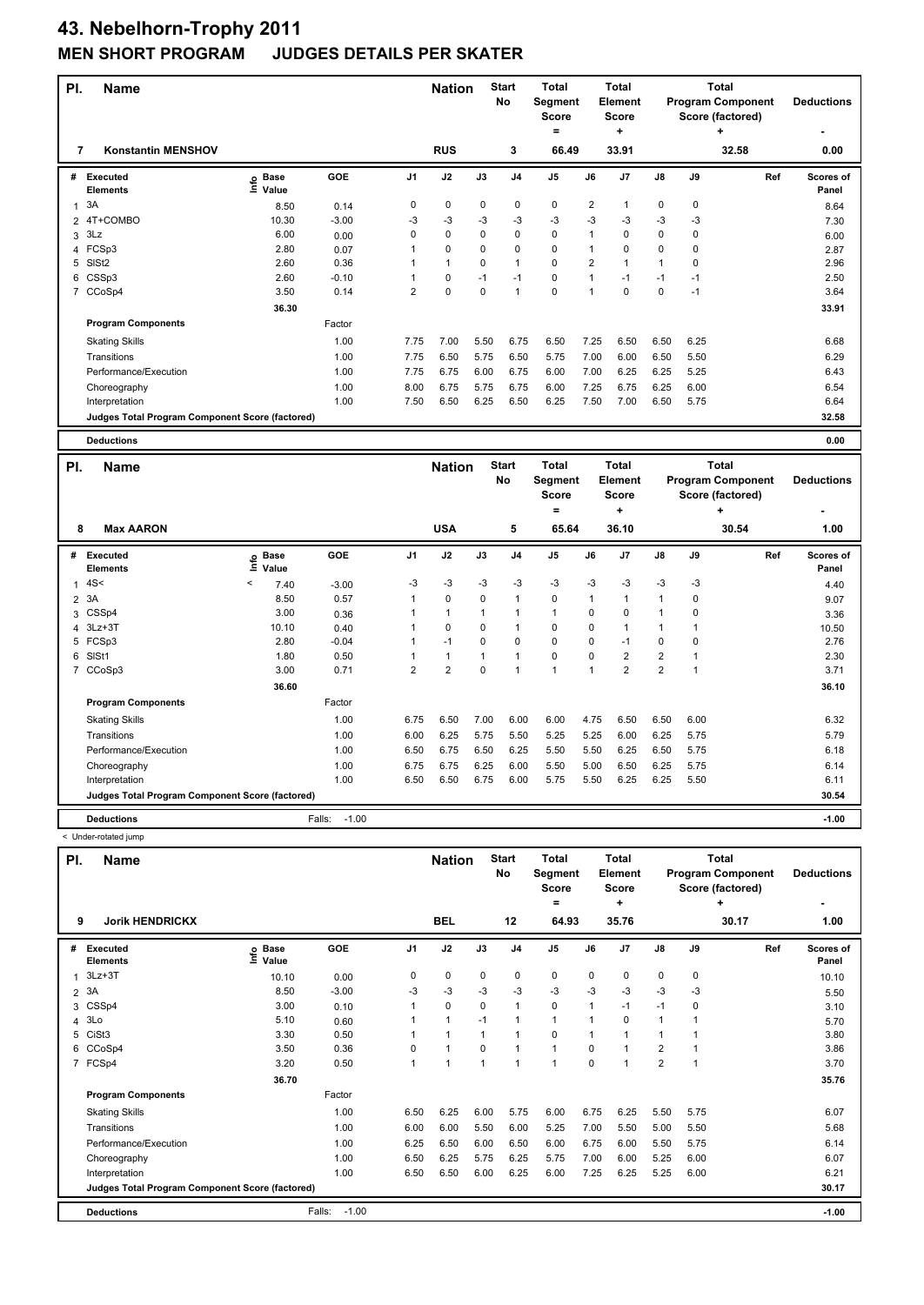# 43. Nebelhorn-Trophy 2011

## MEN SHORT PROGRAM JUDGES DETAILS PER SKATER

| Pl. | Name | Nation | Start No | Total Segment Score = | Total Element Score + | Total Program Component Score (factored) + | Deductions - |
|---|---|---|---|---|---|---|---|
| 7 | Konstantin MENSHOV | RUS | 3 | 66.49 | 33.91 | 32.58 | 0.00 |

| # | Executed Elements | Info | Base Value | GOE | J1 | J2 | J3 | J4 | J5 | J6 | J7 | J8 | J9 | Ref | Scores of Panel |
|---|---|---|---|---|---|---|---|---|---|---|---|---|---|---|---|
| 1 | 3A | | 8.50 | 0.14 | 0 | 0 | 0 | 0 | 0 | 2 | 1 | 0 | 0 | | 8.64 |
| 2 | 4T+COMBO | | 10.30 | -3.00 | -3 | -3 | -3 | -3 | -3 | -3 | -3 | -3 | -3 | | 7.30 |
| 3 | 3Lz | | 6.00 | 0.00 | 0 | 0 | 0 | 0 | 0 | 1 | 0 | 0 | 0 | | 6.00 |
| 4 | FCSp3 | | 2.80 | 0.07 | 1 | 0 | 0 | 0 | 0 | 1 | 0 | 0 | 0 | | 2.87 |
| 5 | SlSt2 | | 2.60 | 0.36 | 1 | 1 | 0 | 1 | 0 | 2 | 1 | 1 | 0 | | 2.96 |
| 6 | CSSp3 | | 2.60 | -0.10 | 1 | 0 | -1 | -1 | 0 | 1 | -1 | -1 | -1 | | 2.50 |
| 7 | CCoSp4 | | 3.50 | 0.14 | 2 | 0 | 0 | 1 | 0 | 1 | 0 | 0 | -1 | | 3.64 |
| | | | 36.30 | | | | | | | | | | | | 33.91 |
| | **Program Components** | | | Factor | | | | | | | | | | | |
| | Skating Skills | | | 1.00 | 7.75 | 7.00 | 5.50 | 6.75 | 6.50 | 7.25 | 6.50 | 6.50 | 6.25 | | 6.68 |
| | Transitions | | | 1.00 | 7.75 | 6.50 | 5.75 | 6.50 | 5.75 | 7.00 | 6.00 | 6.50 | 5.50 | | 6.29 |
| | Performance/Execution | | | 1.00 | 7.75 | 6.75 | 6.00 | 6.75 | 6.00 | 7.00 | 6.25 | 6.25 | 5.25 | | 6.43 |
| | Choreography | | | 1.00 | 8.00 | 6.75 | 5.75 | 6.75 | 6.00 | 7.25 | 6.75 | 6.25 | 6.00 | | 6.54 |
| | Interpretation | | | 1.00 | 7.50 | 6.50 | 6.25 | 6.50 | 6.25 | 7.50 | 7.00 | 6.50 | 5.75 | | 6.64 |
| | Judges Total Program Component Score (factored) | | | | | | | | | | | | | | 32.58 |
| | **Deductions** | | | | | | | | | | | | | | 0.00 |

| Pl. | Name | Nation | Start No | Total Segment Score = | Total Element Score + | Total Program Component Score (factored) + | Deductions - |
|---|---|---|---|---|---|---|---|
| 8 | Max AARON | USA | 5 | 65.64 | 36.10 | 30.54 | 1.00 |

| # | Executed Elements | Info | Base Value | GOE | J1 | J2 | J3 | J4 | J5 | J6 | J7 | J8 | J9 | Ref | Scores of Panel |
|---|---|---|---|---|---|---|---|---|---|---|---|---|---|---|---|
| 1 | 4S< | < | 7.40 | -3.00 | -3 | -3 | -3 | -3 | -3 | -3 | -3 | -3 | -3 | | 4.40 |
| 2 | 3A | | 8.50 | 0.57 | 1 | 0 | 0 | 1 | 0 | 1 | 1 | 1 | 0 | | 9.07 |
| 3 | CSSp4 | | 3.00 | 0.36 | 1 | 1 | 1 | 1 | 1 | 0 | 0 | 1 | 0 | | 3.36 |
| 4 | 3Lz+3T | | 10.10 | 0.40 | 1 | 0 | 0 | 1 | 0 | 0 | 1 | 1 | 1 | | 10.50 |
| 5 | FCSp3 | | 2.80 | -0.04 | 1 | -1 | 0 | 0 | 0 | 0 | -1 | 0 | 0 | | 2.76 |
| 6 | SlSt1 | | 1.80 | 0.50 | 1 | 1 | 1 | 1 | 0 | 0 | 2 | 2 | 1 | | 2.30 |
| 7 | CCoSp3 | | 3.00 | 0.71 | 2 | 2 | 0 | 1 | 1 | 1 | 2 | 2 | 1 | | 3.71 |
| | | | 36.60 | | | | | | | | | | | | 36.10 |
| | **Program Components** | | | Factor | | | | | | | | | | | |
| | Skating Skills | | | 1.00 | 6.75 | 6.50 | 7.00 | 6.00 | 6.00 | 4.75 | 6.50 | 6.50 | 6.00 | | 6.32 |
| | Transitions | | | 1.00 | 6.00 | 6.25 | 5.75 | 5.50 | 5.25 | 5.25 | 6.00 | 6.25 | 5.75 | | 5.79 |
| | Performance/Execution | | | 1.00 | 6.50 | 6.75 | 6.50 | 6.25 | 5.50 | 5.50 | 6.25 | 6.50 | 5.75 | | 6.18 |
| | Choreography | | | 1.00 | 6.75 | 6.75 | 6.25 | 6.00 | 5.50 | 5.00 | 6.50 | 6.25 | 5.75 | | 6.14 |
| | Interpretation | | | 1.00 | 6.50 | 6.50 | 6.75 | 6.00 | 5.75 | 5.50 | 6.25 | 6.25 | 5.50 | | 6.11 |
| | Judges Total Program Component Score (factored) | | | | | | | | | | | | | | 30.54 |
| | **Deductions** | | | Falls: -1.00 | | | | | | | | | | | -1.00 |

< Under-rotated jump

| Pl. | Name | Nation | Start No | Total Segment Score = | Total Element Score + | Total Program Component Score (factored) + | Deductions - |
|---|---|---|---|---|---|---|---|
| 9 | Jorik HENDRICKX | BEL | 12 | 64.93 | 35.76 | 30.17 | 1.00 |

| # | Executed Elements | Info | Base Value | GOE | J1 | J2 | J3 | J4 | J5 | J6 | J7 | J8 | J9 | Ref | Scores of Panel |
|---|---|---|---|---|---|---|---|---|---|---|---|---|---|---|---|
| 1 | 3Lz+3T | | 10.10 | 0.00 | 0 | 0 | 0 | 0 | 0 | 0 | 0 | 0 | 0 | | 10.10 |
| 2 | 3A | | 8.50 | -3.00 | -3 | -3 | -3 | -3 | -3 | -3 | -3 | -3 | -3 | | 5.50 |
| 3 | CSSp4 | | 3.00 | 0.10 | 1 | 0 | 0 | 1 | 0 | 1 | -1 | -1 | 0 | | 3.10 |
| 4 | 3Lo | | 5.10 | 0.60 | 1 | 1 | -1 | 1 | 1 | 1 | 0 | 1 | 1 | | 5.70 |
| 5 | CiSt3 | | 3.30 | 0.50 | 1 | 1 | 1 | 1 | 0 | 1 | 1 | 1 | 1 | | 3.80 |
| 6 | CCoSp4 | | 3.50 | 0.36 | 0 | 1 | 0 | 1 | 1 | 0 | 1 | 2 | 1 | | 3.86 |
| 7 | FCSp4 | | 3.20 | 0.50 | 1 | 1 | 1 | 1 | 1 | 0 | 1 | 2 | 1 | | 3.70 |
| | | | 36.70 | | | | | | | | | | | | 35.76 |
| | **Program Components** | | | Factor | | | | | | | | | | | |
| | Skating Skills | | | 1.00 | 6.50 | 6.25 | 6.00 | 5.75 | 6.00 | 6.75 | 6.25 | 5.50 | 5.75 | | 6.07 |
| | Transitions | | | 1.00 | 6.00 | 6.00 | 5.50 | 6.00 | 5.25 | 7.00 | 5.50 | 5.00 | 5.50 | | 5.68 |
| | Performance/Execution | | | 1.00 | 6.25 | 6.50 | 6.00 | 6.50 | 6.00 | 6.75 | 6.00 | 5.50 | 5.75 | | 6.14 |
| | Choreography | | | 1.00 | 6.50 | 6.25 | 5.75 | 6.25 | 5.75 | 7.00 | 6.00 | 5.25 | 6.00 | | 6.07 |
| | Interpretation | | | 1.00 | 6.50 | 6.50 | 6.00 | 6.25 | 6.00 | 7.25 | 6.25 | 5.25 | 6.00 | | 6.21 |
| | Judges Total Program Component Score (factored) | | | | | | | | | | | | | | 30.17 |
| | **Deductions** | | | Falls: -1.00 | | | | | | | | | | | -1.00 |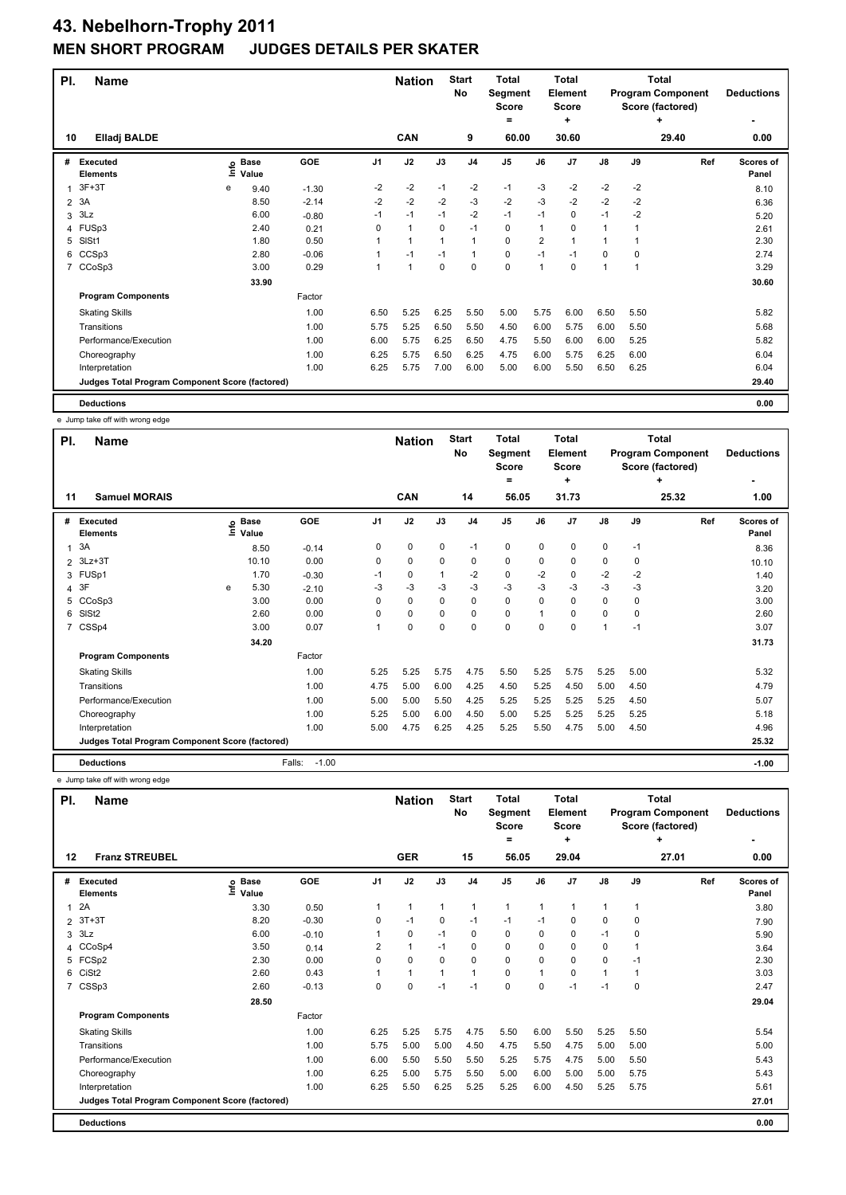# 43. Nebelhorn-Trophy 2011

## MEN SHORT PROGRAM JUDGES DETAILS PER SKATER

| Pl. | Name | Nation | Start No | Total Segment Score = | Total Element Score + | Total Program Component Score (factored) + | Deductions - |
|---|---|---|---|---|---|---|---|
| 10 | Elladj BALDE | CAN | 9 | 60.00 | 30.60 | 29.40 | 0.00 |

| # | Executed Elements | Info | Base Value | GOE | J1 | J2 | J3 | J4 | J5 | J6 | J7 | J8 | J9 | Ref | Scores of Panel |
|---|---|---|---|---|---|---|---|---|---|---|---|---|---|---|---|
| 1 | 3F+3T | e | 9.40 | -1.30 | -2 | -2 | -1 | -2 | -1 | -3 | -2 | -2 | -2 | | 8.10 |
| 2 | 3A | | 8.50 | -2.14 | -2 | -2 | -2 | -3 | -2 | -3 | -2 | -2 | -2 | | 6.36 |
| 3 | 3Lz | | 6.00 | -0.80 | -1 | -1 | -1 | -2 | -1 | -1 | 0 | -1 | -2 | | 5.20 |
| 4 | FUSp3 | | 2.40 | 0.21 | 0 | 1 | 0 | -1 | 0 | 1 | 0 | 1 | 1 | | 2.61 |
| 5 | SlSt1 | | 1.80 | 0.50 | 1 | 1 | 1 | 1 | 0 | 2 | 1 | 1 | 1 | | 2.30 |
| 6 | CCSp3 | | 2.80 | -0.06 | 1 | -1 | -1 | 1 | 0 | -1 | -1 | 0 | 0 | | 2.74 |
| 7 | CCoSp3 | | 3.00 | 0.29 | 1 | 1 | 0 | 0 | 0 | 1 | 0 | 1 | 1 | | 3.29 |
| | | | 33.90 | | | | | | | | | | | | 30.60 |
| | **Program Components** | | | Factor | | | | | | | | | | | |
| | Skating Skills | | | 1.00 | 6.50 | 5.25 | 6.25 | 5.50 | 5.00 | 5.75 | 6.00 | 6.50 | 5.50 | | 5.82 |
| | Transitions | | | 1.00 | 5.75 | 5.25 | 6.50 | 5.50 | 4.50 | 6.00 | 5.75 | 6.00 | 5.50 | | 5.68 |
| | Performance/Execution | | | 1.00 | 6.00 | 5.75 | 6.25 | 6.50 | 4.75 | 5.50 | 6.00 | 6.00 | 5.25 | | 5.82 |
| | Choreography | | | 1.00 | 6.25 | 5.75 | 6.50 | 6.25 | 4.75 | 6.00 | 5.75 | 6.25 | 6.00 | | 6.04 |
| | Interpretation | | | 1.00 | 6.25 | 5.75 | 7.00 | 6.00 | 5.00 | 6.00 | 5.50 | 6.50 | 6.25 | | 6.04 |
| | Judges Total Program Component Score (factored) | | | | | | | | | | | | | | 29.40 |
| | **Deductions** | | | | | | | | | | | | | | 0.00 |

e Jump take off with wrong edge

| Pl. | Name | Nation | Start No | Total Segment Score = | Total Element Score + | Total Program Component Score (factored) + | Deductions - |
|---|---|---|---|---|---|---|---|
| 11 | Samuel MORAIS | CAN | 14 | 56.05 | 31.73 | 25.32 | 1.00 |

| # | Executed Elements | Info | Base Value | GOE | J1 | J2 | J3 | J4 | J5 | J6 | J7 | J8 | J9 | Ref | Scores of Panel |
|---|---|---|---|---|---|---|---|---|---|---|---|---|---|---|---|
| 1 | 3A | | 8.50 | -0.14 | 0 | 0 | 0 | -1 | 0 | 0 | 0 | 0 | -1 | | 8.36 |
| 2 | 3Lz+3T | | 10.10 | 0.00 | 0 | 0 | 0 | 0 | 0 | 0 | 0 | 0 | 0 | | 10.10 |
| 3 | FUSp1 | | 1.70 | -0.30 | -1 | 0 | 1 | -2 | 0 | -2 | 0 | -2 | -2 | | 1.40 |
| 4 | 3F | e | 5.30 | -2.10 | -3 | -3 | -3 | -3 | -3 | -3 | -3 | -3 | -3 | | 3.20 |
| 5 | CCoSp3 | | 3.00 | 0.00 | 0 | 0 | 0 | 0 | 0 | 0 | 0 | 0 | 0 | | 3.00 |
| 6 | SlSt2 | | 2.60 | 0.00 | 0 | 0 | 0 | 0 | 0 | 1 | 0 | 0 | 0 | | 2.60 |
| 7 | CSSp4 | | 3.00 | 0.07 | 1 | 0 | 0 | 0 | 0 | 0 | 0 | 1 | -1 | | 3.07 |
| | | | 34.20 | | | | | | | | | | | | 31.73 |
| | **Program Components** | | | Factor | | | | | | | | | | | |
| | Skating Skills | | | 1.00 | 5.25 | 5.25 | 5.75 | 4.75 | 5.50 | 5.25 | 5.75 | 5.25 | 5.00 | | 5.32 |
| | Transitions | | | 1.00 | 4.75 | 5.00 | 6.00 | 4.25 | 4.50 | 5.25 | 4.50 | 5.00 | 4.50 | | 4.79 |
| | Performance/Execution | | | 1.00 | 5.00 | 5.00 | 5.50 | 4.25 | 5.25 | 5.25 | 5.25 | 5.25 | 4.50 | | 5.07 |
| | Choreography | | | 1.00 | 5.25 | 5.00 | 6.00 | 4.50 | 5.00 | 5.25 | 5.25 | 5.25 | 5.25 | | 5.18 |
| | Interpretation | | | 1.00 | 5.00 | 4.75 | 6.25 | 4.25 | 5.25 | 5.50 | 4.75 | 5.00 | 4.50 | | 4.96 |
| | Judges Total Program Component Score (factored) | | | | | | | | | | | | | | 25.32 |
| | **Deductions** | | | Falls: -1.00 | | | | | | | | | | | -1.00 |

e Jump take off with wrong edge

| Pl. | Name | Nation | Start No | Total Segment Score = | Total Element Score + | Total Program Component Score (factored) + | Deductions - |
|---|---|---|---|---|---|---|---|
| 12 | Franz STREUBEL | GER | 15 | 56.05 | 29.04 | 27.01 | 0.00 |

| # | Executed Elements | Info | Base Value | GOE | J1 | J2 | J3 | J4 | J5 | J6 | J7 | J8 | J9 | Ref | Scores of Panel |
|---|---|---|---|---|---|---|---|---|---|---|---|---|---|---|---|
| 1 | 2A | | 3.30 | 0.50 | 1 | 1 | 1 | 1 | 1 | 1 | 1 | 1 | 1 | | 3.80 |
| 2 | 3T+3T | | 8.20 | -0.30 | 0 | -1 | 0 | -1 | -1 | -1 | 0 | 0 | 0 | | 7.90 |
| 3 | 3Lz | | 6.00 | -0.10 | 1 | 0 | -1 | 0 | 0 | 0 | 0 | -1 | 0 | | 5.90 |
| 4 | CCoSp4 | | 3.50 | 0.14 | 2 | 1 | -1 | 0 | 0 | 0 | 0 | 0 | 1 | | 3.64 |
| 5 | FCSp2 | | 2.30 | 0.00 | 0 | 0 | 0 | 0 | 0 | 0 | 0 | 0 | -1 | | 2.30 |
| 6 | CiSt2 | | 2.60 | 0.43 | 1 | 1 | 1 | 1 | 0 | 1 | 0 | 1 | 1 | | 3.03 |
| 7 | CSSp3 | | 2.60 | -0.13 | 0 | 0 | -1 | -1 | 0 | 0 | -1 | -1 | 0 | | 2.47 |
| | | | 28.50 | | | | | | | | | | | | 29.04 |
| | **Program Components** | | | Factor | | | | | | | | | | | |
| | Skating Skills | | | 1.00 | 6.25 | 5.25 | 5.75 | 4.75 | 5.50 | 6.00 | 5.50 | 5.25 | 5.50 | | 5.54 |
| | Transitions | | | 1.00 | 5.75 | 5.00 | 5.00 | 4.50 | 4.75 | 5.50 | 4.75 | 5.00 | 5.00 | | 5.00 |
| | Performance/Execution | | | 1.00 | 6.00 | 5.50 | 5.50 | 5.50 | 5.25 | 5.75 | 4.75 | 5.00 | 5.50 | | 5.43 |
| | Choreography | | | 1.00 | 6.25 | 5.00 | 5.75 | 5.50 | 5.00 | 6.00 | 5.00 | 5.00 | 5.75 | | 5.43 |
| | Interpretation | | | 1.00 | 6.25 | 5.50 | 6.25 | 5.25 | 5.25 | 6.00 | 4.50 | 5.25 | 5.75 | | 5.61 |
| | Judges Total Program Component Score (factored) | | | | | | | | | | | | | | 27.01 |
| | **Deductions** | | | | | | | | | | | | | | 0.00 |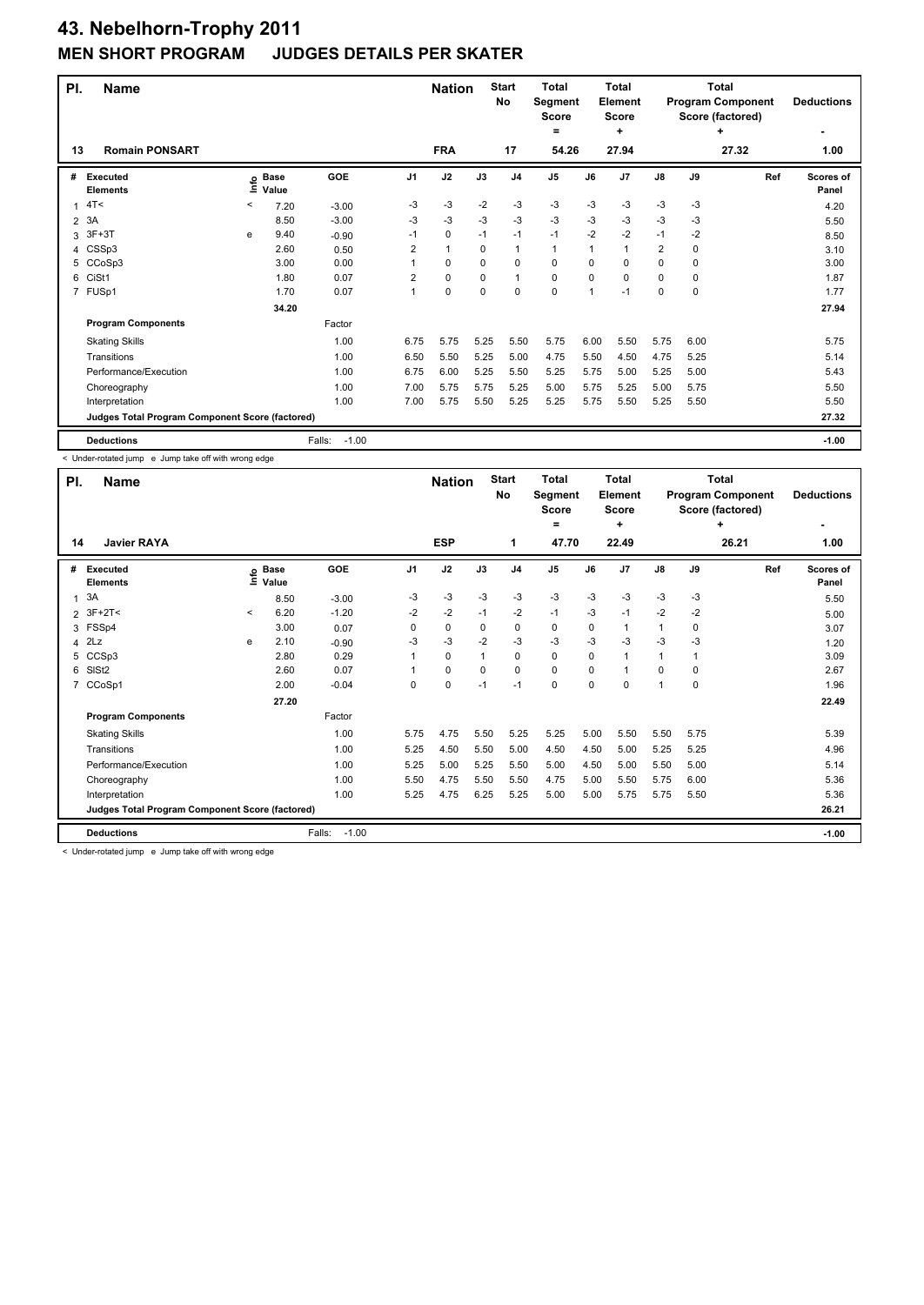# 43. Nebelhorn-Trophy 2011

## MEN SHORT PROGRAM JUDGES DETAILS PER SKATER

| Pl. | Name | Nation | Start No | Total Segment Score = | Total Element Score + | Total Program Component Score (factored) + | Deductions - |
|---|---|---|---|---|---|---|---|
| 13 | Romain PONSART | FRA | 17 | 54.26 | 27.94 | 27.32 | 1.00 |

| # | Executed Elements | Info | Base Value | GOE | J1 | J2 | J3 | J4 | J5 | J6 | J7 | J8 | J9 | Ref | Scores of Panel |
|---|---|---|---|---|---|---|---|---|---|---|---|---|---|---|---|
| 1 | 4T< | < | 7.20 | -3.00 | -3 | -3 | -2 | -3 | -3 | -3 | -3 | -3 | -3 | | 4.20 |
| 2 | 3A | | 8.50 | -3.00 | -3 | -3 | -3 | -3 | -3 | -3 | -3 | -3 | -3 | | 5.50 |
| 3 | 3F+3T | e | 9.40 | -0.90 | -1 | 0 | -1 | -1 | -1 | -2 | -2 | -1 | -2 | | 8.50 |
| 4 | CSSp3 | | 2.60 | 0.50 | 2 | 1 | 0 | 1 | 1 | 1 | 1 | 2 | 0 | | 3.10 |
| 5 | CCoSp3 | | 3.00 | 0.00 | 1 | 0 | 0 | 0 | 0 | 0 | 0 | 0 | 0 | | 3.00 |
| 6 | CiSt1 | | 1.80 | 0.07 | 2 | 0 | 0 | 1 | 0 | 0 | 0 | 0 | 0 | | 1.87 |
| 7 | FUSp1 | | 1.70 | 0.07 | 1 | 0 | 0 | 0 | 0 | 1 | -1 | 0 | 0 | | 1.77 |
| | | | 34.20 | | | | | | | | | | | | 27.94 |
| | **Program Components** | | | Factor | | | | | | | | | | | |
| | Skating Skills | | | 1.00 | 6.75 | 5.75 | 5.25 | 5.50 | 5.75 | 6.00 | 5.50 | 5.75 | 6.00 | | 5.75 |
| | Transitions | | | 1.00 | 6.50 | 5.50 | 5.25 | 5.00 | 4.75 | 5.50 | 4.50 | 4.75 | 5.25 | | 5.14 |
| | Performance/Execution | | | 1.00 | 6.75 | 6.00 | 5.25 | 5.50 | 5.25 | 5.75 | 5.00 | 5.25 | 5.00 | | 5.43 |
| | Choreography | | | 1.00 | 7.00 | 5.75 | 5.75 | 5.25 | 5.00 | 5.75 | 5.25 | 5.00 | 5.75 | | 5.50 |
| | Interpretation | | | 1.00 | 7.00 | 5.75 | 5.50 | 5.25 | 5.25 | 5.75 | 5.50 | 5.25 | 5.50 | | 5.50 |
| | **Judges Total Program Component Score (factored)** | | | | | | | | | | | | | | 27.32 |
| | **Deductions** | | | Falls: -1.00 | | | | | | | | | | | -1.00 |

< Under-rotated jump e Jump take off with wrong edge

| Pl. | Name | Nation | Start No | Total Segment Score = | Total Element Score + | Total Program Component Score (factored) + | Deductions - |
|---|---|---|---|---|---|---|---|
| 14 | Javier RAYA | ESP | 1 | 47.70 | 22.49 | 26.21 | 1.00 |

| # | Executed Elements | Info | Base Value | GOE | J1 | J2 | J3 | J4 | J5 | J6 | J7 | J8 | J9 | Ref | Scores of Panel |
|---|---|---|---|---|---|---|---|---|---|---|---|---|---|---|---|
| 1 | 3A | | 8.50 | -3.00 | -3 | -3 | -3 | -3 | -3 | -3 | -3 | -3 | -3 | | 5.50 |
| 2 | 3F+2T< | < | 6.20 | -1.20 | -2 | -2 | -1 | -2 | -1 | -3 | -1 | -2 | -2 | | 5.00 |
| 3 | FSSp4 | | 3.00 | 0.07 | 0 | 0 | 0 | 0 | 0 | 0 | 1 | 1 | 0 | | 3.07 |
| 4 | 2Lz | e | 2.10 | -0.90 | -3 | -3 | -2 | -3 | -3 | -3 | -3 | -3 | -3 | | 1.20 |
| 5 | CCSp3 | | 2.80 | 0.29 | 1 | 0 | 1 | 0 | 0 | 0 | 1 | 1 | 1 | | 3.09 |
| 6 | SlSt2 | | 2.60 | 0.07 | 1 | 0 | 0 | 0 | 0 | 0 | 1 | 0 | 0 | | 2.67 |
| 7 | CCoSp1 | | 2.00 | -0.04 | 0 | 0 | -1 | -1 | 0 | 0 | 0 | 1 | 0 | | 1.96 |
| | | | 27.20 | | | | | | | | | | | | 22.49 |
| | **Program Components** | | | Factor | | | | | | | | | | | |
| | Skating Skills | | | 1.00 | 5.75 | 4.75 | 5.50 | 5.25 | 5.25 | 5.00 | 5.50 | 5.50 | 5.75 | | 5.39 |
| | Transitions | | | 1.00 | 5.25 | 4.50 | 5.50 | 5.00 | 4.50 | 4.50 | 5.00 | 5.25 | 5.25 | | 4.96 |
| | Performance/Execution | | | 1.00 | 5.25 | 5.00 | 5.25 | 5.50 | 5.00 | 4.50 | 5.00 | 5.50 | 5.00 | | 5.14 |
| | Choreography | | | 1.00 | 5.50 | 4.75 | 5.50 | 5.50 | 4.75 | 5.00 | 5.50 | 5.75 | 6.00 | | 5.36 |
| | Interpretation | | | 1.00 | 5.25 | 4.75 | 6.25 | 5.25 | 5.00 | 5.00 | 5.75 | 5.75 | 5.50 | | 5.36 |
| | **Judges Total Program Component Score (factored)** | | | | | | | | | | | | | | 26.21 |
| | **Deductions** | | | Falls: -1.00 | | | | | | | | | | | -1.00 |

< Under-rotated jump e Jump take off with wrong edge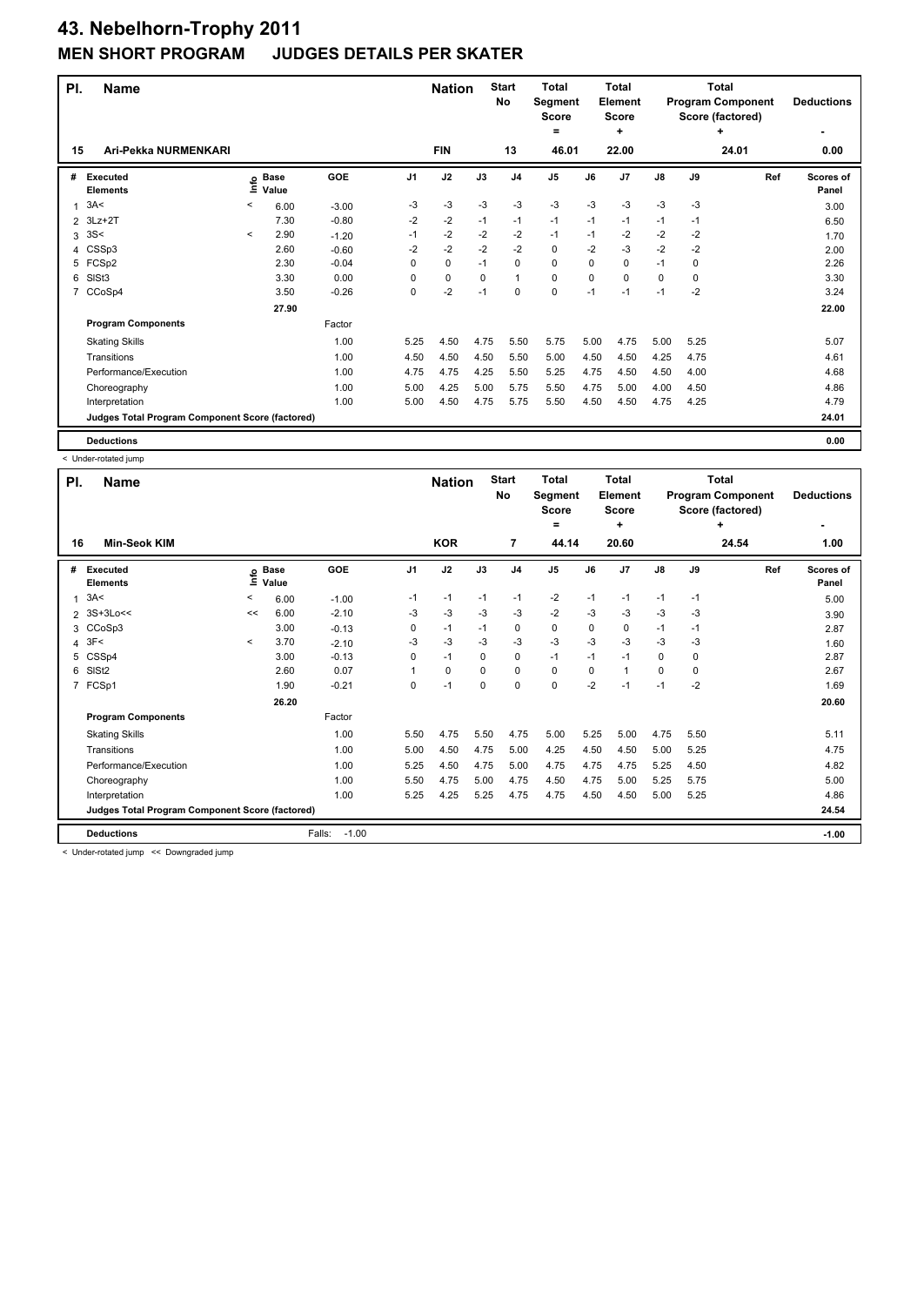# 43. Nebelhorn-Trophy 2011

## MEN SHORT PROGRAM JUDGES DETAILS PER SKATER

| Pl. | Name | Nation | Start No | Total Segment Score = | Total Element Score + | Total Program Component Score (factored) + | Deductions - |
|---|---|---|---|---|---|---|---|
| 15 | Ari-Pekka NURMENKARI | FIN | 13 | 46.01 | 22.00 | 24.01 | 0.00 |

| # | Executed Elements | Info | Base Value | GOE | J1 | J2 | J3 | J4 | J5 | J6 | J7 | J8 | J9 | Ref | Scores of Panel |
|---|---|---|---|---|---|---|---|---|---|---|---|---|---|---|---|
| 1 | 3A< | < | 6.00 | -3.00 | -3 | -3 | -3 | -3 | -3 | -3 | -3 | -3 | -3 | | 3.00 |
| 2 | 3Lz+2T | | 7.30 | -0.80 | -2 | -2 | -1 | -1 | -1 | -1 | -1 | -1 | -1 | | 6.50 |
| 3 | 3S< | < | 2.90 | -1.20 | -1 | -2 | -2 | -2 | -1 | -1 | -2 | -2 | -2 | | 1.70 |
| 4 | CSSp3 | | 2.60 | -0.60 | -2 | -2 | -2 | -2 | 0 | -2 | -3 | -2 | -2 | | 2.00 |
| 5 | FCSp2 | | 2.30 | -0.04 | 0 | 0 | -1 | 0 | 0 | 0 | 0 | -1 | 0 | | 2.26 |
| 6 | SlSt3 | | 3.30 | 0.00 | 0 | 0 | 0 | 1 | 0 | 0 | 0 | 0 | 0 | | 3.30 |
| 7 | CCoSp4 | | 3.50 | -0.26 | 0 | -2 | -1 | 0 | 0 | -1 | -1 | -1 | -2 | | 3.24 |
| | | | 27.90 | | | | | | | | | | | | 22.00 |
| | **Program Components** | | | Factor | | | | | | | | | | | |
| | Skating Skills | | | 1.00 | 5.25 | 4.50 | 4.75 | 5.50 | 5.75 | 5.00 | 4.75 | 5.00 | 5.25 | | 5.07 |
| | Transitions | | | 1.00 | 4.50 | 4.50 | 4.50 | 5.50 | 5.00 | 4.50 | 4.50 | 4.25 | 4.75 | | 4.61 |
| | Performance/Execution | | | 1.00 | 4.75 | 4.75 | 4.25 | 5.50 | 5.25 | 4.75 | 4.50 | 4.50 | 4.00 | | 4.68 |
| | Choreography | | | 1.00 | 5.00 | 4.25 | 5.00 | 5.75 | 5.50 | 4.75 | 5.00 | 4.00 | 4.50 | | 4.86 |
| | Interpretation | | | 1.00 | 5.00 | 4.50 | 4.75 | 5.75 | 5.50 | 4.50 | 4.50 | 4.75 | 4.25 | | 4.79 |
| | **Judges Total Program Component Score (factored)** | | | | | | | | | | | | | | 24.01 |
| | **Deductions** | | | | | | | | | | | | | | 0.00 |

< Under-rotated jump

| Pl. | Name | Nation | Start No | Total Segment Score = | Total Element Score + | Total Program Component Score (factored) + | Deductions - |
|---|---|---|---|---|---|---|---|
| 16 | Min-Seok KIM | KOR | 7 | 44.14 | 20.60 | 24.54 | 1.00 |

| # | Executed Elements | Info | Base Value | GOE | J1 | J2 | J3 | J4 | J5 | J6 | J7 | J8 | J9 | Ref | Scores of Panel |
|---|---|---|---|---|---|---|---|---|---|---|---|---|---|---|---|
| 1 | 3A< | < | 6.00 | -1.00 | -1 | -1 | -1 | -1 | -2 | -1 | -1 | -1 | -1 | | 5.00 |
| 2 | 3S+3Lo<< | << | 6.00 | -2.10 | -3 | -3 | -3 | -3 | -2 | -3 | -3 | -3 | -3 | | 3.90 |
| 3 | CCoSp3 | | 3.00 | -0.13 | 0 | -1 | -1 | 0 | 0 | 0 | 0 | -1 | -1 | | 2.87 |
| 4 | 3F< | < | 3.70 | -2.10 | -3 | -3 | -3 | -3 | -3 | -3 | -3 | -3 | -3 | | 1.60 |
| 5 | CSSp4 | | 3.00 | -0.13 | 0 | -1 | 0 | 0 | -1 | -1 | -1 | 0 | 0 | | 2.87 |
| 6 | SlSt2 | | 2.60 | 0.07 | 1 | 0 | 0 | 0 | 0 | 0 | 1 | 0 | 0 | | 2.67 |
| 7 | FCSp1 | | 1.90 | -0.21 | 0 | -1 | 0 | 0 | 0 | -2 | -1 | -1 | -2 | | 1.69 |
| | | | 26.20 | | | | | | | | | | | | 20.60 |
| | **Program Components** | | | Factor | | | | | | | | | | | |
| | Skating Skills | | | 1.00 | 5.50 | 4.75 | 5.50 | 4.75 | 5.00 | 5.25 | 5.00 | 4.75 | 5.50 | | 5.11 |
| | Transitions | | | 1.00 | 5.00 | 4.50 | 4.75 | 5.00 | 4.25 | 4.50 | 4.50 | 5.00 | 5.25 | | 4.75 |
| | Performance/Execution | | | 1.00 | 5.25 | 4.50 | 4.75 | 5.00 | 4.75 | 4.75 | 4.75 | 5.25 | 4.50 | | 4.82 |
| | Choreography | | | 1.00 | 5.50 | 4.75 | 5.00 | 4.75 | 4.50 | 4.75 | 5.00 | 5.25 | 5.75 | | 5.00 |
| | Interpretation | | | 1.00 | 5.25 | 4.25 | 5.25 | 4.75 | 4.75 | 4.50 | 4.50 | 5.00 | 5.25 | | 4.86 |
| | **Judges Total Program Component Score (factored)** | | | | | | | | | | | | | | 24.54 |
| | **Deductions** | | | Falls: -1.00 | | | | | | | | | | | -1.00 |

< Under-rotated jump << Downgraded jump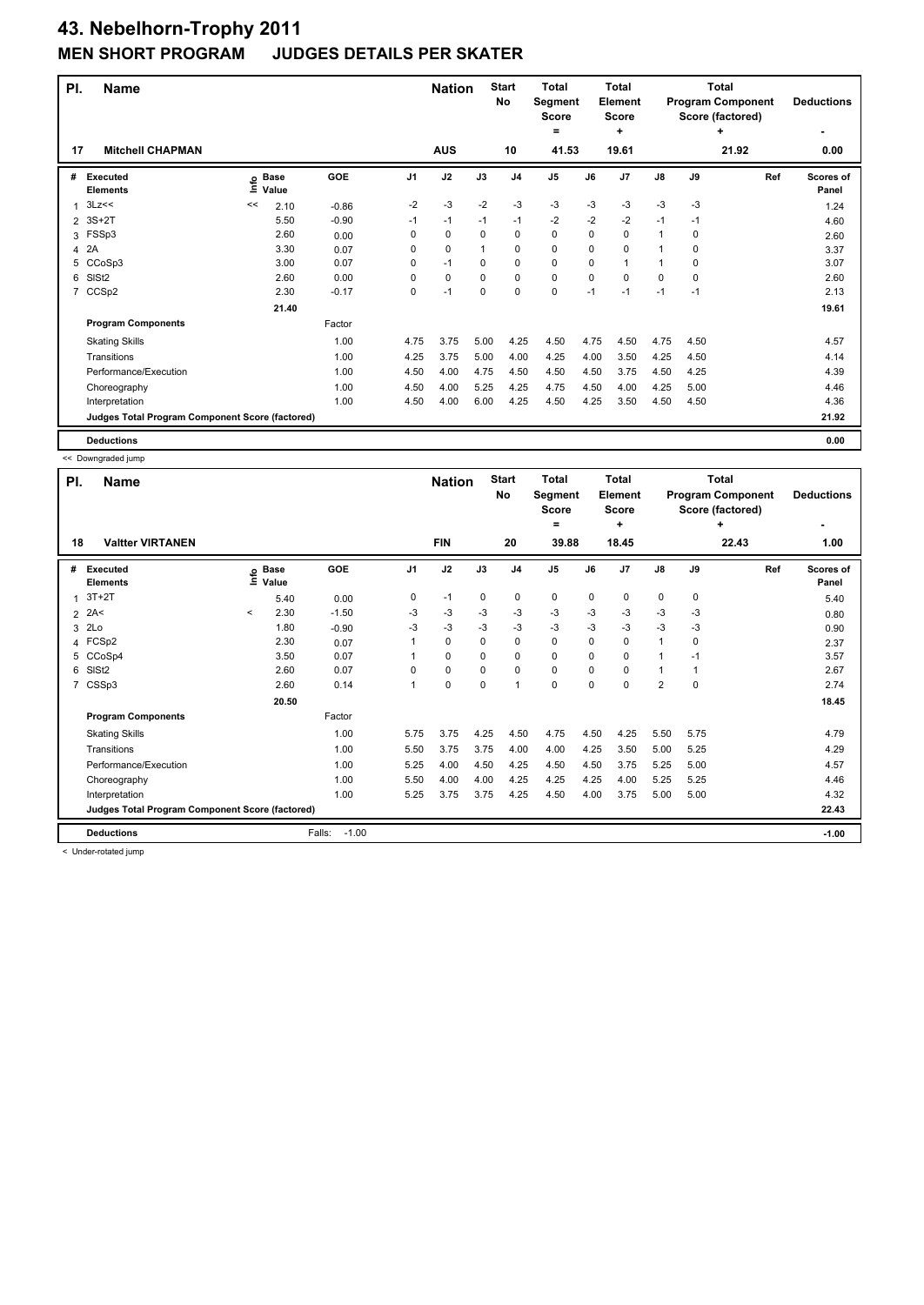# 43. Nebelhorn-Trophy 2011

## MEN SHORT PROGRAM JUDGES DETAILS PER SKATER

| Pl. | Name | Nation | Start No | Total Segment Score = | Total Element Score + | Total Program Component Score (factored) + | Deductions - |
|---|---|---|---|---|---|---|---|
| 17 | Mitchell CHAPMAN | AUS | 10 | 41.53 | 19.61 | 21.92 | 0.00 |

| # | Executed Elements | Info | Base Value | GOE | J1 | J2 | J3 | J4 | J5 | J6 | J7 | J8 | J9 | Ref | Scores of Panel |
|---|---|---|---|---|---|---|---|---|---|---|---|---|---|---|---|
| 1 | 3Lz<< | << | 2.10 | -0.86 | -2 | -3 | -2 | -3 | -3 | -3 | -3 | -3 | -3 | | 1.24 |
| 2 | 3S+2T | | 5.50 | -0.90 | -1 | -1 | -1 | -1 | -2 | -2 | -2 | -1 | -1 | | 4.60 |
| 3 | FSSp3 | | 2.60 | 0.00 | 0 | 0 | 0 | 0 | 0 | 0 | 0 | 1 | 0 | | 2.60 |
| 4 | 2A | | 3.30 | 0.07 | 0 | 0 | 1 | 0 | 0 | 0 | 0 | 1 | 0 | | 3.37 |
| 5 | CCoSp3 | | 3.00 | 0.07 | 0 | -1 | 0 | 0 | 0 | 0 | 1 | 1 | 0 | | 3.07 |
| 6 | SlSt2 | | 2.60 | 0.00 | 0 | 0 | 0 | 0 | 0 | 0 | 0 | 0 | 0 | | 2.60 |
| 7 | CCSp2 | | 2.30 | -0.17 | 0 | -1 | 0 | 0 | 0 | -1 | -1 | -1 | -1 | | 2.13 |
| | | | 21.40 | | | | | | | | | | | | 19.61 |
| | **Program Components** | | | Factor | | | | | | | | | | | |
| | Skating Skills | | | 1.00 | 4.75 | 3.75 | 5.00 | 4.25 | 4.50 | 4.75 | 4.50 | 4.75 | 4.50 | | 4.57 |
| | Transitions | | | 1.00 | 4.25 | 3.75 | 5.00 | 4.00 | 4.25 | 4.00 | 3.50 | 4.25 | 4.50 | | 4.14 |
| | Performance/Execution | | | 1.00 | 4.50 | 4.00 | 4.75 | 4.50 | 4.50 | 4.50 | 3.75 | 4.50 | 4.25 | | 4.39 |
| | Choreography | | | 1.00 | 4.50 | 4.00 | 5.25 | 4.25 | 4.75 | 4.50 | 4.00 | 4.25 | 5.00 | | 4.46 |
| | Interpretation | | | 1.00 | 4.50 | 4.00 | 6.00 | 4.25 | 4.50 | 4.25 | 3.50 | 4.50 | 4.50 | | 4.36 |
| | **Judges Total Program Component Score (factored)** | | | | | | | | | | | | | | 21.92 |
| | **Deductions** | | | | | | | | | | | | | | 0.00 |

<< Downgraded jump

| Pl. | Name | Nation | Start No | Total Segment Score = | Total Element Score + | Total Program Component Score (factored) + | Deductions - |
|---|---|---|---|---|---|---|---|
| 18 | Valtter VIRTANEN | FIN | 20 | 39.88 | 18.45 | 22.43 | 1.00 |

| # | Executed Elements | Info | Base Value | GOE | J1 | J2 | J3 | J4 | J5 | J6 | J7 | J8 | J9 | Ref | Scores of Panel |
|---|---|---|---|---|---|---|---|---|---|---|---|---|---|---|---|
| 1 | 3T+2T | | 5.40 | 0.00 | 0 | -1 | 0 | 0 | 0 | 0 | 0 | 0 | 0 | | 5.40 |
| 2 | 2A< | < | 2.30 | -1.50 | -3 | -3 | -3 | -3 | -3 | -3 | -3 | -3 | -3 | | 0.80 |
| 3 | 2Lo | | 1.80 | -0.90 | -3 | -3 | -3 | -3 | -3 | -3 | -3 | -3 | -3 | | 0.90 |
| 4 | FCSp2 | | 2.30 | 0.07 | 1 | 0 | 0 | 0 | 0 | 0 | 0 | 1 | 0 | | 2.37 |
| 5 | CCoSp4 | | 3.50 | 0.07 | 1 | 0 | 0 | 0 | 0 | 0 | 0 | 1 | -1 | | 3.57 |
| 6 | SlSt2 | | 2.60 | 0.07 | 0 | 0 | 0 | 0 | 0 | 0 | 0 | 1 | 1 | | 2.67 |
| 7 | CSSp3 | | 2.60 | 0.14 | 1 | 0 | 0 | 1 | 0 | 0 | 0 | 2 | 0 | | 2.74 |
| | | | 20.50 | | | | | | | | | | | | 18.45 |
| | **Program Components** | | | Factor | | | | | | | | | | | |
| | Skating Skills | | | 1.00 | 5.75 | 3.75 | 4.25 | 4.50 | 4.75 | 4.50 | 4.25 | 5.50 | 5.75 | | 4.79 |
| | Transitions | | | 1.00 | 5.50 | 3.75 | 3.75 | 4.00 | 4.00 | 4.25 | 3.50 | 5.00 | 5.25 | | 4.29 |
| | Performance/Execution | | | 1.00 | 5.25 | 4.00 | 4.50 | 4.25 | 4.50 | 4.50 | 3.75 | 5.25 | 5.00 | | 4.57 |
| | Choreography | | | 1.00 | 5.50 | 4.00 | 4.00 | 4.25 | 4.25 | 4.25 | 4.00 | 5.25 | 5.25 | | 4.46 |
| | Interpretation | | | 1.00 | 5.25 | 3.75 | 3.75 | 4.25 | 4.50 | 4.00 | 3.75 | 5.00 | 5.00 | | 4.32 |
| | **Judges Total Program Component Score (factored)** | | | | | | | | | | | | | | 22.43 |
| | **Deductions** | | | Falls: -1.00 | | | | | | | | | | | -1.00 |

< Under-rotated jump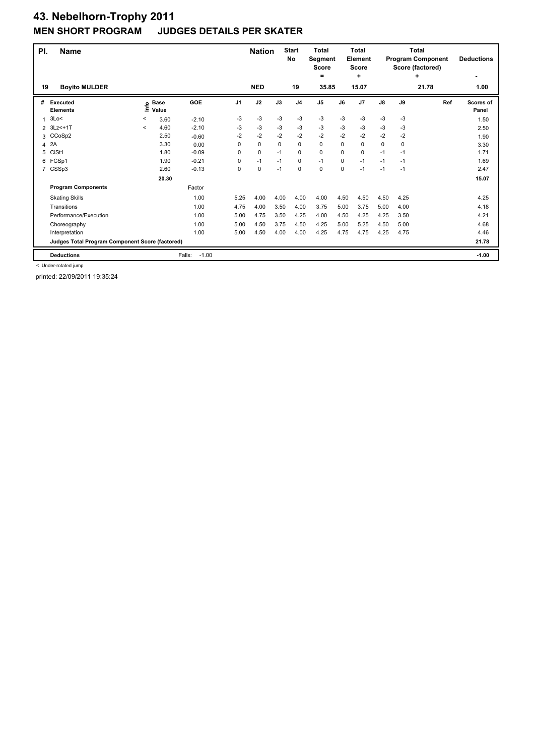# 43. Nebelhorn-Trophy 2011

## MEN SHORT PROGRAM JUDGES DETAILS PER SKATER

| Pl. | Name | Nation | Start No | Total Segment Score = | Total Element Score + | Total Program Component Score (factored) + | Deductions - |
|---|---|---|---|---|---|---|---|
| 19 | Boyito MULDER | NED | 19 | 35.85 | 15.07 | 21.78 | 1.00 |

| # | Executed Elements | Info | Base Value | GOE | J1 | J2 | J3 | J4 | J5 | J6 | J7 | J8 | J9 | Ref | Scores of Panel |
|---|---|---|---|---|---|---|---|---|---|---|---|---|---|---|---|
| 1 | 3Lo< | < | 3.60 | -2.10 | -3 | -3 | -3 | -3 | -3 | -3 | -3 | -3 | -3 | | 1.50 |
| 2 | 3Lz<+1T | < | 4.60 | -2.10 | -3 | -3 | -3 | -3 | -3 | -3 | -3 | -3 | -3 | | 2.50 |
| 3 | CCoSp2 | | 2.50 | -0.60 | -2 | -2 | -2 | -2 | -2 | -2 | -2 | -2 | -2 | | 1.90 |
| 4 | 2A | | 3.30 | 0.00 | 0 | 0 | 0 | 0 | 0 | 0 | 0 | 0 | 0 | | 3.30 |
| 5 | CiSt1 | | 1.80 | -0.09 | 0 | 0 | -1 | 0 | 0 | 0 | 0 | -1 | -1 | | 1.71 |
| 6 | FCSp1 | | 1.90 | -0.21 | 0 | -1 | -1 | 0 | -1 | 0 | -1 | -1 | -1 | | 1.69 |
| 7 | CSSp3 | | 2.60 | -0.13 | 0 | 0 | -1 | 0 | 0 | 0 | -1 | -1 | -1 | | 2.47 |
| | | | 20.30 | | | | | | | | | | | | 15.07 |
| | **Program Components** | | | Factor | | | | | | | | | | | |
| | Skating Skills | | | 1.00 | 5.25 | 4.00 | 4.00 | 4.00 | 4.00 | 4.50 | 4.50 | 4.50 | 4.25 | | 4.25 |
| | Transitions | | | 1.00 | 4.75 | 4.00 | 3.50 | 4.00 | 3.75 | 5.00 | 3.75 | 5.00 | 4.00 | | 4.18 |
| | Performance/Execution | | | 1.00 | 5.00 | 4.75 | 3.50 | 4.25 | 4.00 | 4.50 | 4.25 | 4.25 | 3.50 | | 4.21 |
| | Choreography | | | 1.00 | 5.00 | 4.50 | 3.75 | 4.50 | 4.25 | 5.00 | 5.25 | 4.50 | 5.00 | | 4.68 |
| | Interpretation | | | 1.00 | 5.00 | 4.50 | 4.00 | 4.00 | 4.25 | 4.75 | 4.75 | 4.25 | 4.75 | | 4.46 |
| | **Judges Total Program Component Score (factored)** | | | | | | | | | | | | | | 21.78 |
| | **Deductions** | | | Falls: -1.00 | | | | | | | | | | | -1.00 |

< Under-rotated jump

printed: 22/09/2011 19:35:24